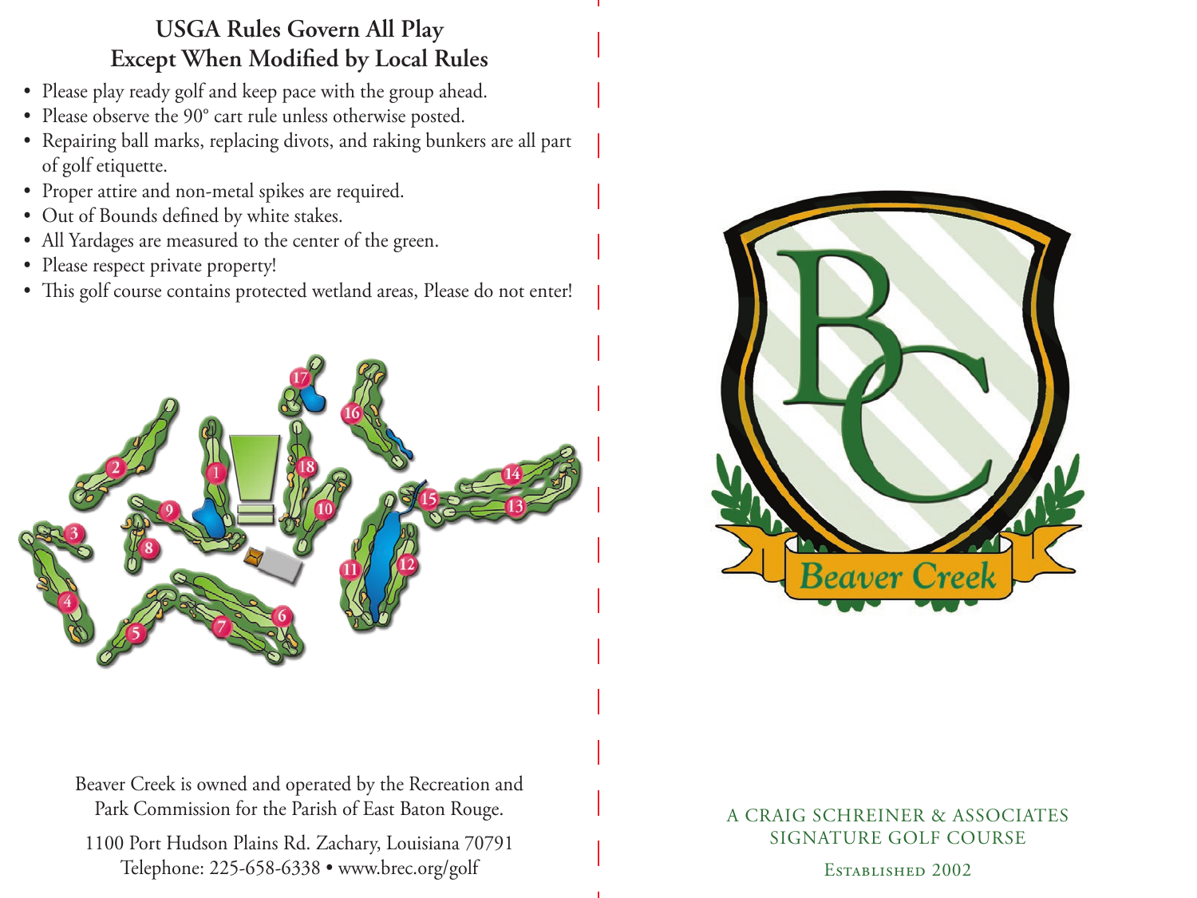## USGA Rules Govern All Play Except When Modified by Local Rules

- Please play ready golf and keep pace with the group ahead.
- Please observe the 90° cart rule unless otherwise posted.
- Repairing ball marks, replacing divots, and raking bunkers are all part of golf etiquette.
- Proper attire and non-metal spikes are required.
- Out of Bounds defined by white stakes.
- All Yardages are measured to the center of the green.
- Please respect private property!
- This golf course contains protected wetland areas, Please do not enter!

Beaver Creek is owned and operated by the Recreation and Park Commission for the Parish of East Baton Rouge.

1100 Port Hudson Plains Rd. Zachary, Louisiana 70791
Telephone: 225-658-6338 • www.brec.org/golf

BC

Beaver Creek

A CRAIG SCHREINER & ASSOCIATES
SIGNATURE GOLF COURSE

Established 2002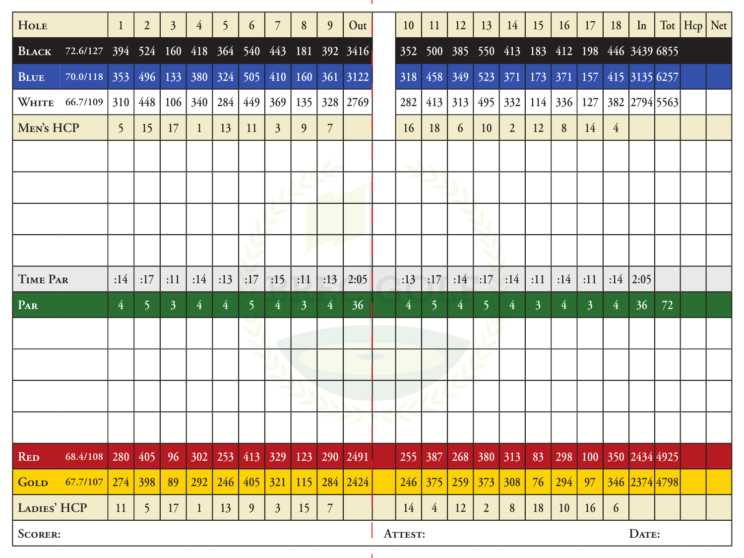| Hole | | 1 | 2 | 3 | 4 | 5 | 6 | 7 | 8 | 9 | Out | | 10 | 11 | 12 | 13 | 14 | 15 | 16 | 17 | 18 | In | Tot | Hcp | Net |
|---|---|---|---|---|---|---|---|---|---|---|---|---|---|---|---|---|---|---|---|---|---|---|---|---|---|
| Black | 72.6/127 | 394 | 524 | 160 | 418 | 364 | 540 | 443 | 181 | 392 | 3416 | | 352 | 500 | 385 | 550 | 413 | 183 | 412 | 198 | 446 | 3439 | 6855 | | |
| Blue | 70.0/118 | 353 | 496 | 133 | 380 | 324 | 505 | 410 | 160 | 361 | 3122 | | 318 | 458 | 349 | 523 | 371 | 173 | 371 | 157 | 415 | 3135 | 6257 | | |
| White | 66.7/109 | 310 | 448 | 106 | 340 | 284 | 449 | 369 | 135 | 328 | 2769 | | 282 | 413 | 313 | 495 | 332 | 114 | 336 | 127 | 382 | 2794 | 5563 | | |
| Men's HCP | | 5 | 15 | 17 | 1 | 13 | 11 | 3 | 9 | 7 | | | 16 | 18 | 6 | 10 | 2 | 12 | 8 | 14 | 4 | | | | |
| | | | | | | | | | | | | | | | | | | | | | | | | | |
| | | | | | | | | | | | | | | | | | | | | | | | | | |
| | | | | | | | | | | | | | | | | | | | | | | | | | |
| | | | | | | | | | | | | | | | | | | | | | | | | | |
| Time Par | | :14 | :17 | :11 | :14 | :13 | :17 | :15 | :11 | :13 | 2:05 | | :13 | :17 | :14 | :17 | :14 | :11 | :14 | :11 | :14 | 2:05 | | | |
| Par | | 4 | 5 | 3 | 4 | 4 | 5 | 4 | 3 | 4 | 36 | | 4 | 5 | 4 | 5 | 4 | 3 | 4 | 3 | 4 | 36 | 72 | | |
| | | | | | | | | | | | | | | | | | | | | | | | | | |
| | | | | | | | | | | | | | | | | | | | | | | | | | |
| | | | | | | | | | | | | | | | | | | | | | | | | | |
| | | | | | | | | | | | | | | | | | | | | | | | | | |
| Red | 68.4/108 | 280 | 405 | 96 | 302 | 253 | 413 | 329 | 123 | 290 | 2491 | | 255 | 387 | 268 | 380 | 313 | 83 | 298 | 100 | 350 | 2434 | 4925 | | |
| Gold | 67.7/107 | 274 | 398 | 89 | 292 | 246 | 405 | 321 | 115 | 284 | 2424 | | 246 | 375 | 259 | 373 | 308 | 76 | 294 | 97 | 346 | 2374 | 4798 | | |
| Ladies' HCP | | 11 | 5 | 17 | 1 | 13 | 9 | 3 | 15 | 7 | | | 14 | 4 | 12 | 2 | 8 | 18 | 10 | 16 | 6 | | | | |

Scorer: Attest: Date: